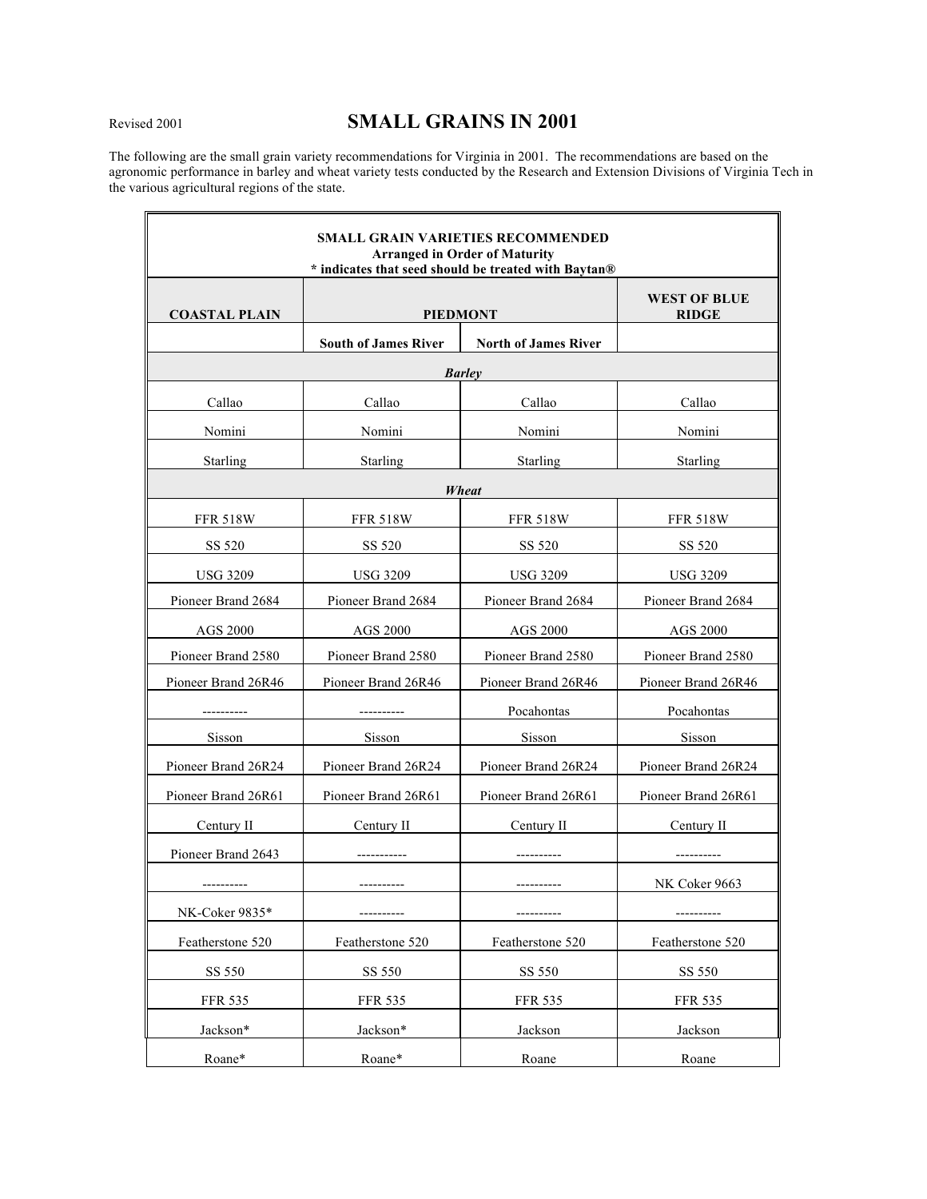Revised 2001

# SMALL GRAINS IN 2001

The following are the small grain variety recommendations for Virginia in 2001. The recommendations are based on the agronomic performance in barley and wheat variety tests conducted by the Research and Extension Divisions of Virginia Tech in the various agricultural regions of the state.

**SMALL GRAIN VARIETIES RECOMMENDED**
**Arranged in Order of Maturity**
**\* indicates that seed should be treated with Baytan®**

| COASTAL PLAIN | PIEDMONT | | WEST OF BLUE RIDGE |
|---|---|---|---|
| | South of James River | North of James River | |
| ***Barley*** | | | |
| Callao | Callao | Callao | Callao |
| Nomini | Nomini | Nomini | Nomini |
| Starling | Starling | Starling | Starling |
| ***Wheat*** | | | |
| FFR 518W | FFR 518W | FFR 518W | FFR 518W |
| SS 520 | SS 520 | SS 520 | SS 520 |
| USG 3209 | USG 3209 | USG 3209 | USG 3209 |
| Pioneer Brand 2684 | Pioneer Brand 2684 | Pioneer Brand 2684 | Pioneer Brand 2684 |
| AGS 2000 | AGS 2000 | AGS 2000 | AGS 2000 |
| Pioneer Brand 2580 | Pioneer Brand 2580 | Pioneer Brand 2580 | Pioneer Brand 2580 |
| Pioneer Brand 26R46 | Pioneer Brand 26R46 | Pioneer Brand 26R46 | Pioneer Brand 26R46 |
| ---------- | ---------- | Pocahontas | Pocahontas |
| Sisson | Sisson | Sisson | Sisson |
| Pioneer Brand 26R24 | Pioneer Brand 26R24 | Pioneer Brand 26R24 | Pioneer Brand 26R24 |
| Pioneer Brand 26R61 | Pioneer Brand 26R61 | Pioneer Brand 26R61 | Pioneer Brand 26R61 |
| Century II | Century II | Century II | Century II |
| Pioneer Brand 2643 | ----------- | ---------- | ---------- |
| ---------- | ---------- | ---------- | NK Coker 9663 |
| NK-Coker 9835* | ---------- | ---------- | ---------- |
| Featherstone 520 | Featherstone 520 | Featherstone 520 | Featherstone 520 |
| SS 550 | SS 550 | SS 550 | SS 550 |
| FFR 535 | FFR 535 | FFR 535 | FFR 535 |
| Jackson* | Jackson* | Jackson | Jackson |
| Roane* | Roane* | Roane | Roane |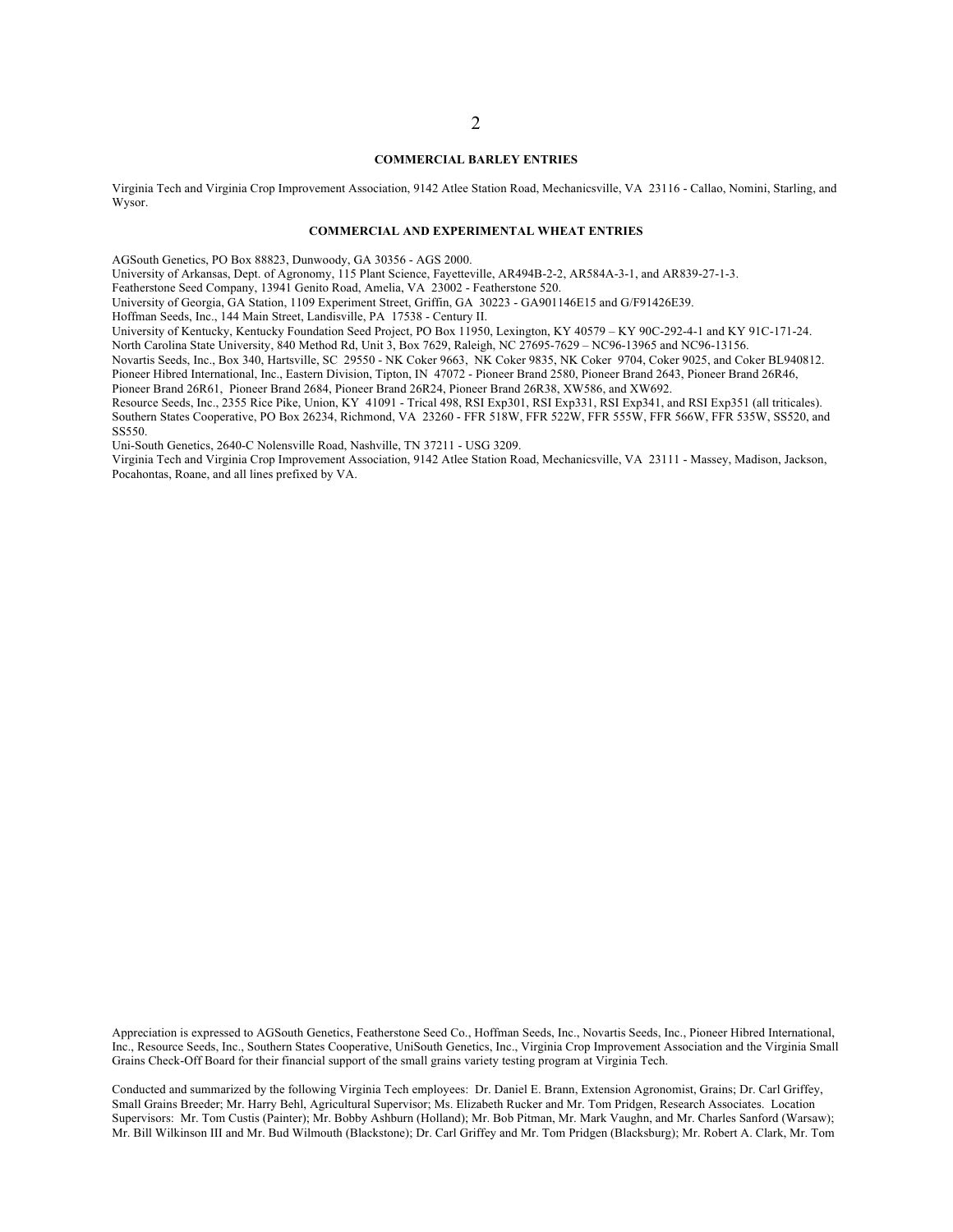## COMMERCIAL BARLEY ENTRIES

Virginia Tech and Virginia Crop Improvement Association, 9142 Atlee Station Road, Mechanicsville, VA 23116 - Callao, Nomini, Starling, and Wysor.

## COMMERCIAL AND EXPERIMENTAL WHEAT ENTRIES

AGSouth Genetics, PO Box 88823, Dunwoody, GA 30356 - AGS 2000.
University of Arkansas, Dept. of Agronomy, 115 Plant Science, Fayetteville, AR494B-2-2, AR584A-3-1, and AR839-27-1-3.
Featherstone Seed Company, 13941 Genito Road, Amelia, VA 23002 - Featherstone 520.
University of Georgia, GA Station, 1109 Experiment Street, Griffin, GA 30223 - GA901146E15 and G/F91426E39.
Hoffman Seeds, Inc., 144 Main Street, Landisville, PA 17538 - Century II.
University of Kentucky, Kentucky Foundation Seed Project, PO Box 11950, Lexington, KY 40579 – KY 90C-292-4-1 and KY 91C-171-24.
North Carolina State University, 840 Method Rd, Unit 3, Box 7629, Raleigh, NC 27695-7629 – NC96-13965 and NC96-13156.
Novartis Seeds, Inc., Box 340, Hartsville, SC 29550 - NK Coker 9663, NK Coker 9835, NK Coker 9704, Coker 9025, and Coker BL940812.
Pioneer Hibred International, Inc., Eastern Division, Tipton, IN 47072 - Pioneer Brand 2580, Pioneer Brand 2643, Pioneer Brand 26R46, Pioneer Brand 26R61, Pioneer Brand 2684, Pioneer Brand 26R24, Pioneer Brand 26R38, XW586, and XW692.
Resource Seeds, Inc., 2355 Rice Pike, Union, KY 41091 - Trical 498, RSI Exp301, RSI Exp331, RSI Exp341, and RSI Exp351 (all triticales).
Southern States Cooperative, PO Box 26234, Richmond, VA 23260 - FFR 518W, FFR 522W, FFR 555W, FFR 566W, FFR 535W, SS520, and SS550.
Uni-South Genetics, 2640-C Nolensville Road, Nashville, TN 37211 - USG 3209.
Virginia Tech and Virginia Crop Improvement Association, 9142 Atlee Station Road, Mechanicsville, VA 23111 - Massey, Madison, Jackson, Pocahontas, Roane, and all lines prefixed by VA.

Appreciation is expressed to AGSouth Genetics, Featherstone Seed Co., Hoffman Seeds, Inc., Novartis Seeds, Inc., Pioneer Hibred International, Inc., Resource Seeds, Inc., Southern States Cooperative, UniSouth Genetics, Inc., Virginia Crop Improvement Association and the Virginia Small Grains Check-Off Board for their financial support of the small grains variety testing program at Virginia Tech.

Conducted and summarized by the following Virginia Tech employees: Dr. Daniel E. Brann, Extension Agronomist, Grains; Dr. Carl Griffey, Small Grains Breeder; Mr. Harry Behl, Agricultural Supervisor; Ms. Elizabeth Rucker and Mr. Tom Pridgen, Research Associates. Location Supervisors: Mr. Tom Custis (Painter); Mr. Bobby Ashburn (Holland); Mr. Bob Pitman, Mr. Mark Vaughn, and Mr. Charles Sanford (Warsaw); Mr. Bill Wilkinson III and Mr. Bud Wilmouth (Blackstone); Dr. Carl Griffey and Mr. Tom Pridgen (Blacksburg); Mr. Robert A. Clark, Mr. Tom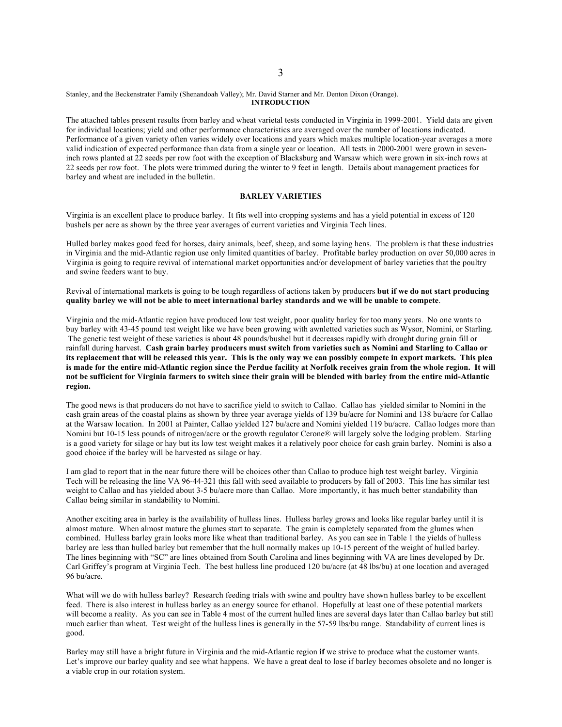Stanley, and the Beckenstrater Family (Shenandoah Valley); Mr. David Starner and Mr. Denton Dixon (Orange).

## INTRODUCTION

The attached tables present results from barley and wheat varietal tests conducted in Virginia in 1999-2001. Yield data are given for individual locations; yield and other performance characteristics are averaged over the number of locations indicated. Performance of a given variety often varies widely over locations and years which makes multiple location-year averages a more valid indication of expected performance than data from a single year or location. All tests in 2000-2001 were grown in seven-inch rows planted at 22 seeds per row foot with the exception of Blacksburg and Warsaw which were grown in six-inch rows at 22 seeds per row foot. The plots were trimmed during the winter to 9 feet in length. Details about management practices for barley and wheat are included in the bulletin.

## BARLEY VARIETIES

Virginia is an excellent place to produce barley. It fits well into cropping systems and has a yield potential in excess of 120 bushels per acre as shown by the three year averages of current varieties and Virginia Tech lines.

Hulled barley makes good feed for horses, dairy animals, beef, sheep, and some laying hens. The problem is that these industries in Virginia and the mid-Atlantic region use only limited quantities of barley. Profitable barley production on over 50,000 acres in Virginia is going to require revival of international market opportunities and/or development of barley varieties that the poultry and swine feeders want to buy.

Revival of international markets is going to be tough regardless of actions taken by producers **but if we do not start producing quality barley we will not be able to meet international barley standards and we will be unable to compete**.

Virginia and the mid-Atlantic region have produced low test weight, poor quality barley for too many years. No one wants to buy barley with 43-45 pound test weight like we have been growing with awnletted varieties such as Wysor, Nomini, or Starling. The genetic test weight of these varieties is about 48 pounds/bushel but it decreases rapidly with drought during grain fill or rainfall during harvest. **Cash grain barley producers must switch from varieties such as Nomini and Starling to Callao or its replacement that will be released this year. This is the only way we can possibly compete in export markets. This plea is made for the entire mid-Atlantic region since the Perdue facility at Norfolk receives grain from the whole region. It will not be sufficient for Virginia farmers to switch since their grain will be blended with barley from the entire mid-Atlantic region.**

The good news is that producers do not have to sacrifice yield to switch to Callao. Callao has yielded similar to Nomini in the cash grain areas of the coastal plains as shown by three year average yields of 139 bu/acre for Nomini and 138 bu/acre for Callao at the Warsaw location. In 2001 at Painter, Callao yielded 127 bu/acre and Nomini yielded 119 bu/acre. Callao lodges more than Nomini but 10-15 less pounds of nitrogen/acre or the growth regulator Cerone® will largely solve the lodging problem. Starling is a good variety for silage or hay but its low test weight makes it a relatively poor choice for cash grain barley. Nomini is also a good choice if the barley will be harvested as silage or hay.

I am glad to report that in the near future there will be choices other than Callao to produce high test weight barley. Virginia Tech will be releasing the line VA 96-44-321 this fall with seed available to producers by fall of 2003. This line has similar test weight to Callao and has yielded about 3-5 bu/acre more than Callao. More importantly, it has much better standability than Callao being similar in standability to Nomini.

Another exciting area in barley is the availability of hulless lines. Hulless barley grows and looks like regular barley until it is almost mature. When almost mature the glumes start to separate. The grain is completely separated from the glumes when combined. Hulless barley grain looks more like wheat than traditional barley. As you can see in Table 1 the yields of hulless barley are less than hulled barley but remember that the hull normally makes up 10-15 percent of the weight of hulled barley. The lines beginning with "SC" are lines obtained from South Carolina and lines beginning with VA are lines developed by Dr. Carl Griffey's program at Virginia Tech. The best hulless line produced 120 bu/acre (at 48 lbs/bu) at one location and averaged 96 bu/acre.

What will we do with hulless barley? Research feeding trials with swine and poultry have shown hulless barley to be excellent feed. There is also interest in hulless barley as an energy source for ethanol. Hopefully at least one of these potential markets will become a reality. As you can see in Table 4 most of the current hulled lines are several days later than Callao barley but still much earlier than wheat. Test weight of the hulless lines is generally in the 57-59 lbs/bu range. Standability of current lines is good.

Barley may still have a bright future in Virginia and the mid-Atlantic region **if** we strive to produce what the customer wants. Let's improve our barley quality and see what happens. We have a great deal to lose if barley becomes obsolete and no longer is a viable crop in our rotation system.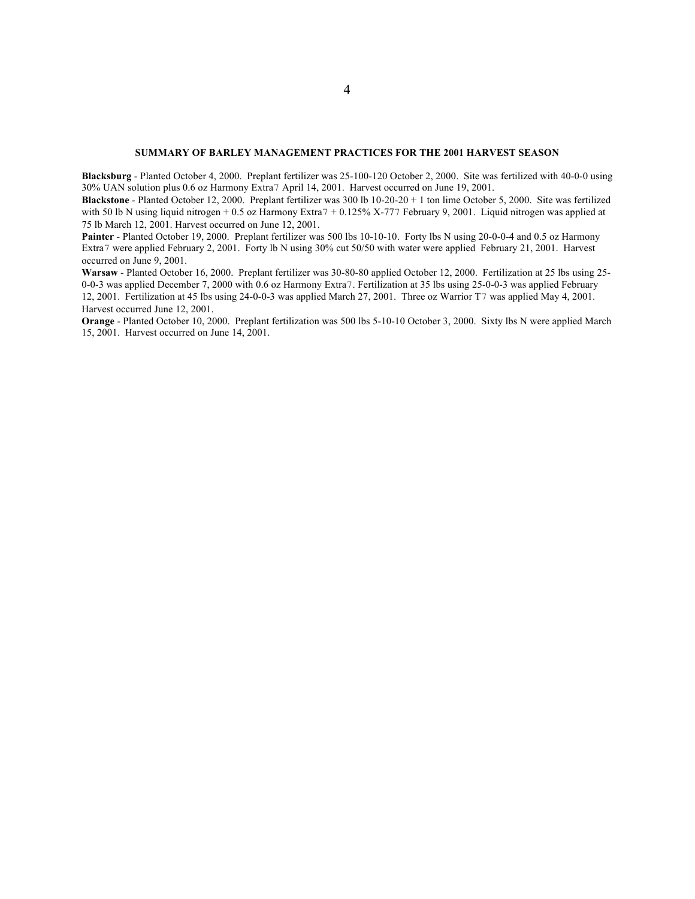#### SUMMARY OF BARLEY MANAGEMENT PRACTICES FOR THE 2001 HARVEST SEASON

**Blacksburg** - Planted October 4, 2000. Preplant fertilizer was 25-100-120 October 2, 2000. Site was fertilized with 40-0-0 using 30% UAN solution plus 0.6 oz Harmony Extra7 April 14, 2001. Harvest occurred on June 19, 2001.

**Blackstone** - Planted October 12, 2000. Preplant fertilizer was 300 lb 10-20-20 + 1 ton lime October 5, 2000. Site was fertilized with 50 lb N using liquid nitrogen + 0.5 oz Harmony Extra7 + 0.125% X-777 February 9, 2001. Liquid nitrogen was applied at 75 lb March 12, 2001. Harvest occurred on June 12, 2001.

**Painter** - Planted October 19, 2000. Preplant fertilizer was 500 lbs 10-10-10. Forty lbs N using 20-0-0-4 and 0.5 oz Harmony Extra7 were applied February 2, 2001. Forty lb N using 30% cut 50/50 with water were applied February 21, 2001. Harvest occurred on June 9, 2001.

**Warsaw** - Planted October 16, 2000. Preplant fertilizer was 30-80-80 applied October 12, 2000. Fertilization at 25 lbs using 25-0-0-3 was applied December 7, 2000 with 0.6 oz Harmony Extra7. Fertilization at 35 lbs using 25-0-0-3 was applied February 12, 2001. Fertilization at 45 lbs using 24-0-0-3 was applied March 27, 2001. Three oz Warrior T7 was applied May 4, 2001. Harvest occurred June 12, 2001.

**Orange** - Planted October 10, 2000. Preplant fertilization was 500 lbs 5-10-10 October 3, 2000. Sixty lbs N were applied March 15, 2001. Harvest occurred on June 14, 2001.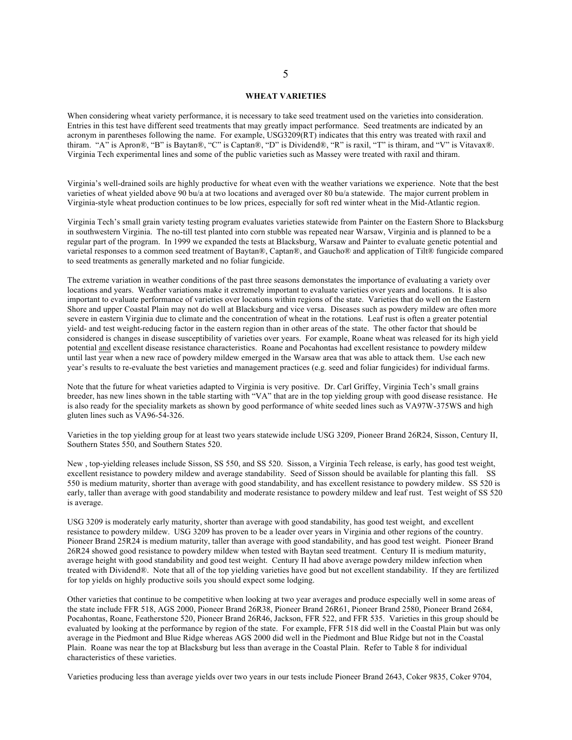## WHEAT VARIETIES

When considering wheat variety performance, it is necessary to take seed treatment used on the varieties into consideration. Entries in this test have different seed treatments that may greatly impact performance. Seed treatments are indicated by an acronym in parentheses following the name. For example, USG3209(RT) indicates that this entry was treated with raxil and thiram. "A" is Apron®, "B" is Baytan®, "C" is Captan®, "D" is Dividend®, "R" is raxil, "T" is thiram, and "V" is Vitavax®. Virginia Tech experimental lines and some of the public varieties such as Massey were treated with raxil and thiram.

Virginia's well-drained soils are highly productive for wheat even with the weather variations we experience. Note that the best varieties of wheat yielded above 90 bu/a at two locations and averaged over 80 bu/a statewide. The major current problem in Virginia-style wheat production continues to be low prices, especially for soft red winter wheat in the Mid-Atlantic region.

Virginia Tech's small grain variety testing program evaluates varieties statewide from Painter on the Eastern Shore to Blacksburg in southwestern Virginia. The no-till test planted into corn stubble was repeated near Warsaw, Virginia and is planned to be a regular part of the program. In 1999 we expanded the tests at Blacksburg, Warsaw and Painter to evaluate genetic potential and varietal responses to a common seed treatment of Baytan®, Captan®, and Gaucho® and application of Tilt® fungicide compared to seed treatments as generally marketed and no foliar fungicide.

The extreme variation in weather conditions of the past three seasons demonstates the importance of evaluating a variety over locations and years. Weather variations make it extremely important to evaluate varieties over years and locations. It is also important to evaluate performance of varieties over locations within regions of the state. Varieties that do well on the Eastern Shore and upper Coastal Plain may not do well at Blacksburg and vice versa. Diseases such as powdery mildew are often more severe in eastern Virginia due to climate and the concentration of wheat in the rotations. Leaf rust is often a greater potential yield- and test weight-reducing factor in the eastern region than in other areas of the state. The other factor that should be considered is changes in disease susceptibility of varieties over years. For example, Roane wheat was released for its high yield potential <u>and</u> excellent disease resistance characteristics. Roane and Pocahontas had excellent resistance to powdery mildew until last year when a new race of powdery mildew emerged in the Warsaw area that was able to attack them. Use each new year's results to re-evaluate the best varieties and management practices (e.g. seed and foliar fungicides) for individual farms.

Note that the future for wheat varieties adapted to Virginia is very positive. Dr. Carl Griffey, Virginia Tech's small grains breeder, has new lines shown in the table starting with "VA" that are in the top yielding group with good disease resistance. He is also ready for the speciality markets as shown by good performance of white seeded lines such as VA97W-375WS and high gluten lines such as VA96-54-326.

Varieties in the top yielding group for at least two years statewide include USG 3209, Pioneer Brand 26R24, Sisson, Century II, Southern States 550, and Southern States 520.

New , top-yielding releases include Sisson, SS 550, and SS 520. Sisson, a Virginia Tech release, is early, has good test weight, excellent resistance to powdery mildew and average standability. Seed of Sisson should be available for planting this fall. SS 550 is medium maturity, shorter than average with good standability, and has excellent resistance to powdery mildew. SS 520 is early, taller than average with good standability and moderate resistance to powdery mildew and leaf rust. Test weight of SS 520 is average.

USG 3209 is moderately early maturity, shorter than average with good standability, has good test weight, and excellent resistance to powdery mildew. USG 3209 has proven to be a leader over years in Virginia and other regions of the country. Pioneer Brand 25R24 is medium maturity, taller than average with good standability, and has good test weight. Pioneer Brand 26R24 showed good resistance to powdery mildew when tested with Baytan seed treatment. Century II is medium maturity, average height with good standability and good test weight. Century II had above average powdery mildew infection when treated with Dividend®. Note that all of the top yielding varieties have good but not excellent standability. If they are fertilized for top yields on highly productive soils you should expect some lodging.

Other varieties that continue to be competitive when looking at two year averages and produce especially well in some areas of the state include FFR 518, AGS 2000, Pioneer Brand 26R38, Pioneer Brand 26R61, Pioneer Brand 2580, Pioneer Brand 2684, Pocahontas, Roane, Featherstone 520, Pioneer Brand 26R46, Jackson, FFR 522, and FFR 535. Varieties in this group should be evaluated by looking at the performance by region of the state. For example, FFR 518 did well in the Coastal Plain but was only average in the Piedmont and Blue Ridge whereas AGS 2000 did well in the Piedmont and Blue Ridge but not in the Coastal Plain. Roane was near the top at Blacksburg but less than average in the Coastal Plain. Refer to Table 8 for individual characteristics of these varieties.

Varieties producing less than average yields over two years in our tests include Pioneer Brand 2643, Coker 9835, Coker 9704,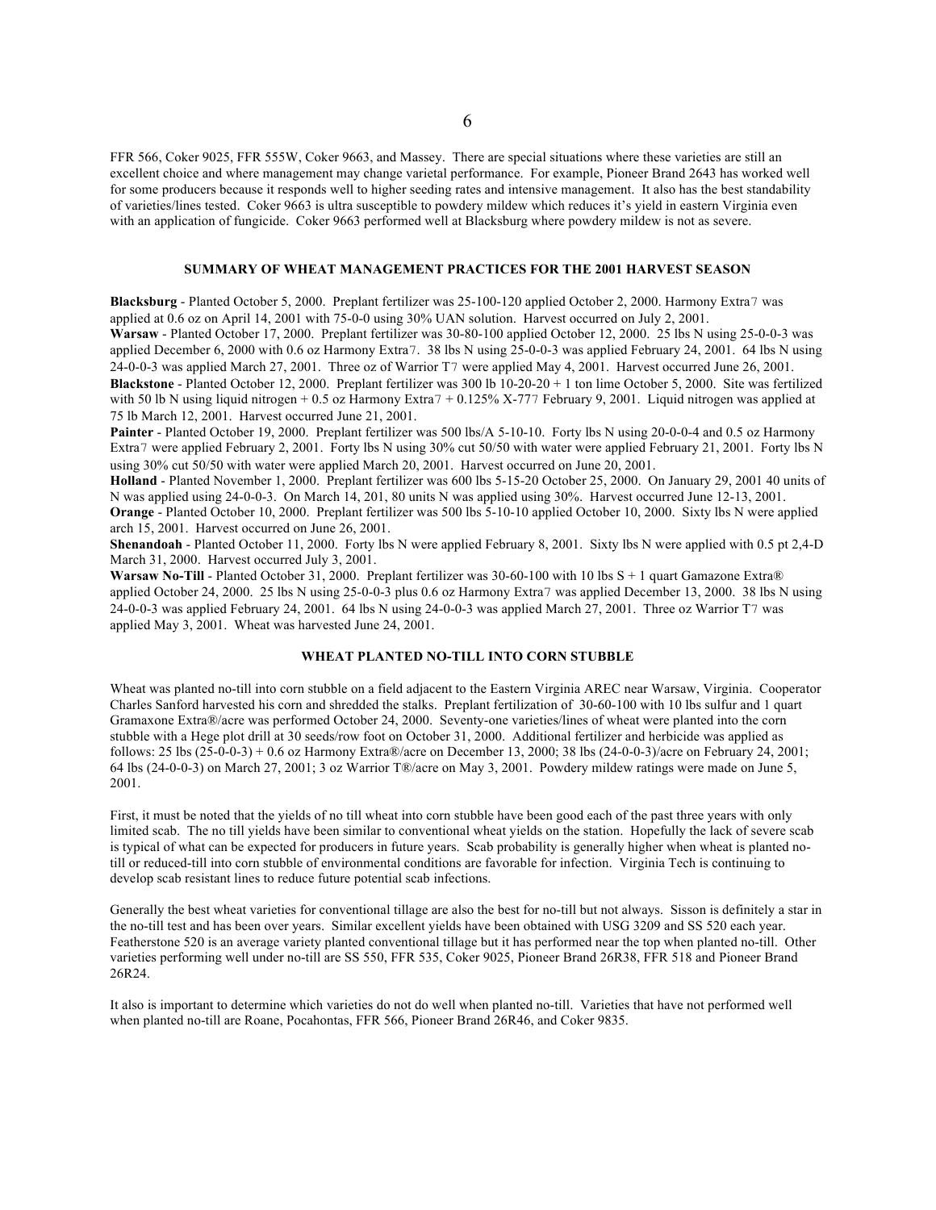FFR 566, Coker 9025, FFR 555W, Coker 9663, and Massey. There are special situations where these varieties are still an excellent choice and where management may change varietal performance. For example, Pioneer Brand 2643 has worked well for some producers because it responds well to higher seeding rates and intensive management. It also has the best standability of varieties/lines tested. Coker 9663 is ultra susceptible to powdery mildew which reduces it's yield in eastern Virginia even with an application of fungicide. Coker 9663 performed well at Blacksburg where powdery mildew is not as severe.

## SUMMARY OF WHEAT MANAGEMENT PRACTICES FOR THE 2001 HARVEST SEASON

**Blacksburg** - Planted October 5, 2000. Preplant fertilizer was 25-100-120 applied October 2, 2000. Harmony Extra7 was applied at 0.6 oz on April 14, 2001 with 75-0-0 using 30% UAN solution. Harvest occurred on July 2, 2001.
**Warsaw** - Planted October 17, 2000. Preplant fertilizer was 30-80-100 applied October 12, 2000. 25 lbs N using 25-0-0-3 was applied December 6, 2000 with 0.6 oz Harmony Extra7. 38 lbs N using 25-0-0-3 was applied February 24, 2001. 64 lbs N using 24-0-0-3 was applied March 27, 2001. Three oz of Warrior T7 were applied May 4, 2001. Harvest occurred June 26, 2001.
**Blackstone** - Planted October 12, 2000. Preplant fertilizer was 300 lb 10-20-20 + 1 ton lime October 5, 2000. Site was fertilized with 50 lb N using liquid nitrogen + 0.5 oz Harmony Extra7 + 0.125% X-777 February 9, 2001. Liquid nitrogen was applied at 75 lb March 12, 2001. Harvest occurred June 21, 2001.
**Painter** - Planted October 19, 2000. Preplant fertilizer was 500 lbs/A 5-10-10. Forty lbs N using 20-0-0-4 and 0.5 oz Harmony Extra7 were applied February 2, 2001. Forty lbs N using 30% cut 50/50 with water were applied February 21, 2001. Forty lbs N using 30% cut 50/50 with water were applied March 20, 2001. Harvest occurred on June 20, 2001.
**Holland** - Planted November 1, 2000. Preplant fertilizer was 600 lbs 5-15-20 October 25, 2000. On January 29, 2001 40 units of N was applied using 24-0-0-3. On March 14, 201, 80 units N was applied using 30%. Harvest occurred June 12-13, 2001.
**Orange** - Planted October 10, 2000. Preplant fertilizer was 500 lbs 5-10-10 applied October 10, 2000. Sixty lbs N were applied arch 15, 2001. Harvest occurred on June 26, 2001.
**Shenandoah** - Planted October 11, 2000. Forty lbs N were applied February 8, 2001. Sixty lbs N were applied with 0.5 pt 2,4-D March 31, 2000. Harvest occurred July 3, 2001.
**Warsaw No-Till** - Planted October 31, 2000. Preplant fertilizer was 30-60-100 with 10 lbs S + 1 quart Gamazone Extra® applied October 24, 2000. 25 lbs N using 25-0-0-3 plus 0.6 oz Harmony Extra7 was applied December 13, 2000. 38 lbs N using 24-0-0-3 was applied February 24, 2001. 64 lbs N using 24-0-0-3 was applied March 27, 2001. Three oz Warrior T7 was applied May 3, 2001. Wheat was harvested June 24, 2001.

## WHEAT PLANTED NO-TILL INTO CORN STUBBLE

Wheat was planted no-till into corn stubble on a field adjacent to the Eastern Virginia AREC near Warsaw, Virginia. Cooperator Charles Sanford harvested his corn and shredded the stalks. Preplant fertilization of 30-60-100 with 10 lbs sulfur and 1 quart Gramaxone Extra®/acre was performed October 24, 2000. Seventy-one varieties/lines of wheat were planted into the corn stubble with a Hege plot drill at 30 seeds/row foot on October 31, 2000. Additional fertilizer and herbicide was applied as follows: 25 lbs (25-0-0-3) + 0.6 oz Harmony Extra®/acre on December 13, 2000; 38 lbs (24-0-0-3)/acre on February 24, 2001; 64 lbs (24-0-0-3) on March 27, 2001; 3 oz Warrior T®/acre on May 3, 2001. Powdery mildew ratings were made on June 5, 2001.

First, it must be noted that the yields of no till wheat into corn stubble have been good each of the past three years with only limited scab. The no till yields have been similar to conventional wheat yields on the station. Hopefully the lack of severe scab is typical of what can be expected for producers in future years. Scab probability is generally higher when wheat is planted no-till or reduced-till into corn stubble of environmental conditions are favorable for infection. Virginia Tech is continuing to develop scab resistant lines to reduce future potential scab infections.

Generally the best wheat varieties for conventional tillage are also the best for no-till but not always. Sisson is definitely a star in the no-till test and has been over years. Similar excellent yields have been obtained with USG 3209 and SS 520 each year. Featherstone 520 is an average variety planted conventional tillage but it has performed near the top when planted no-till. Other varieties performing well under no-till are SS 550, FFR 535, Coker 9025, Pioneer Brand 26R38, FFR 518 and Pioneer Brand 26R24.

It also is important to determine which varieties do not do well when planted no-till. Varieties that have not performed well when planted no-till are Roane, Pocahontas, FFR 566, Pioneer Brand 26R46, and Coker 9835.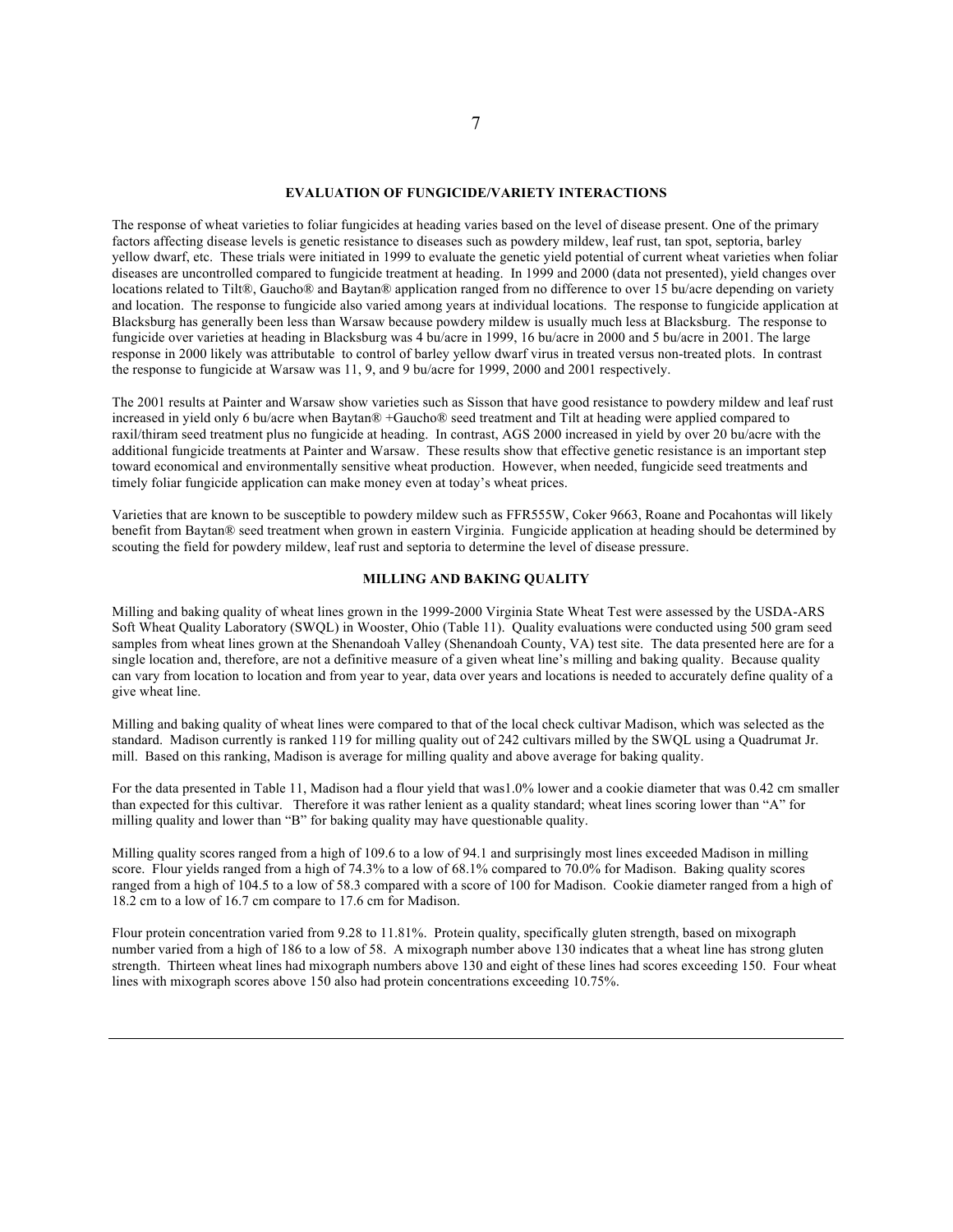## EVALUATION OF FUNGICIDE/VARIETY INTERACTIONS

The response of wheat varieties to foliar fungicides at heading varies based on the level of disease present. One of the primary factors affecting disease levels is genetic resistance to diseases such as powdery mildew, leaf rust, tan spot, septoria, barley yellow dwarf, etc. These trials were initiated in 1999 to evaluate the genetic yield potential of current wheat varieties when foliar diseases are uncontrolled compared to fungicide treatment at heading. In 1999 and 2000 (data not presented), yield changes over locations related to Tilt®, Gaucho® and Baytan® application ranged from no difference to over 15 bu/acre depending on variety and location. The response to fungicide also varied among years at individual locations. The response to fungicide application at Blacksburg has generally been less than Warsaw because powdery mildew is usually much less at Blacksburg. The response to fungicide over varieties at heading in Blacksburg was 4 bu/acre in 1999, 16 bu/acre in 2000 and 5 bu/acre in 2001. The large response in 2000 likely was attributable to control of barley yellow dwarf virus in treated versus non-treated plots. In contrast the response to fungicide at Warsaw was 11, 9, and 9 bu/acre for 1999, 2000 and 2001 respectively.

The 2001 results at Painter and Warsaw show varieties such as Sisson that have good resistance to powdery mildew and leaf rust increased in yield only 6 bu/acre when Baytan® +Gaucho® seed treatment and Tilt at heading were applied compared to raxil/thiram seed treatment plus no fungicide at heading. In contrast, AGS 2000 increased in yield by over 20 bu/acre with the additional fungicide treatments at Painter and Warsaw. These results show that effective genetic resistance is an important step toward economical and environmentally sensitive wheat production. However, when needed, fungicide seed treatments and timely foliar fungicide application can make money even at today's wheat prices.

Varieties that are known to be susceptible to powdery mildew such as FFR555W, Coker 9663, Roane and Pocahontas will likely benefit from Baytan® seed treatment when grown in eastern Virginia. Fungicide application at heading should be determined by scouting the field for powdery mildew, leaf rust and septoria to determine the level of disease pressure.

## MILLING AND BAKING QUALITY

Milling and baking quality of wheat lines grown in the 1999-2000 Virginia State Wheat Test were assessed by the USDA-ARS Soft Wheat Quality Laboratory (SWQL) in Wooster, Ohio (Table 11). Quality evaluations were conducted using 500 gram seed samples from wheat lines grown at the Shenandoah Valley (Shenandoah County, VA) test site. The data presented here are for a single location and, therefore, are not a definitive measure of a given wheat line's milling and baking quality. Because quality can vary from location to location and from year to year, data over years and locations is needed to accurately define quality of a give wheat line.

Milling and baking quality of wheat lines were compared to that of the local check cultivar Madison, which was selected as the standard. Madison currently is ranked 119 for milling quality out of 242 cultivars milled by the SWQL using a Quadrumat Jr. mill. Based on this ranking, Madison is average for milling quality and above average for baking quality.

For the data presented in Table 11, Madison had a flour yield that was1.0% lower and a cookie diameter that was 0.42 cm smaller than expected for this cultivar. Therefore it was rather lenient as a quality standard; wheat lines scoring lower than "A" for milling quality and lower than "B" for baking quality may have questionable quality.

Milling quality scores ranged from a high of 109.6 to a low of 94.1 and surprisingly most lines exceeded Madison in milling score. Flour yields ranged from a high of 74.3% to a low of 68.1% compared to 70.0% for Madison. Baking quality scores ranged from a high of 104.5 to a low of 58.3 compared with a score of 100 for Madison. Cookie diameter ranged from a high of 18.2 cm to a low of 16.7 cm compare to 17.6 cm for Madison.

Flour protein concentration varied from 9.28 to 11.81%. Protein quality, specifically gluten strength, based on mixograph number varied from a high of 186 to a low of 58. A mixograph number above 130 indicates that a wheat line has strong gluten strength. Thirteen wheat lines had mixograph numbers above 130 and eight of these lines had scores exceeding 150. Four wheat lines with mixograph scores above 150 also had protein concentrations exceeding 10.75%.